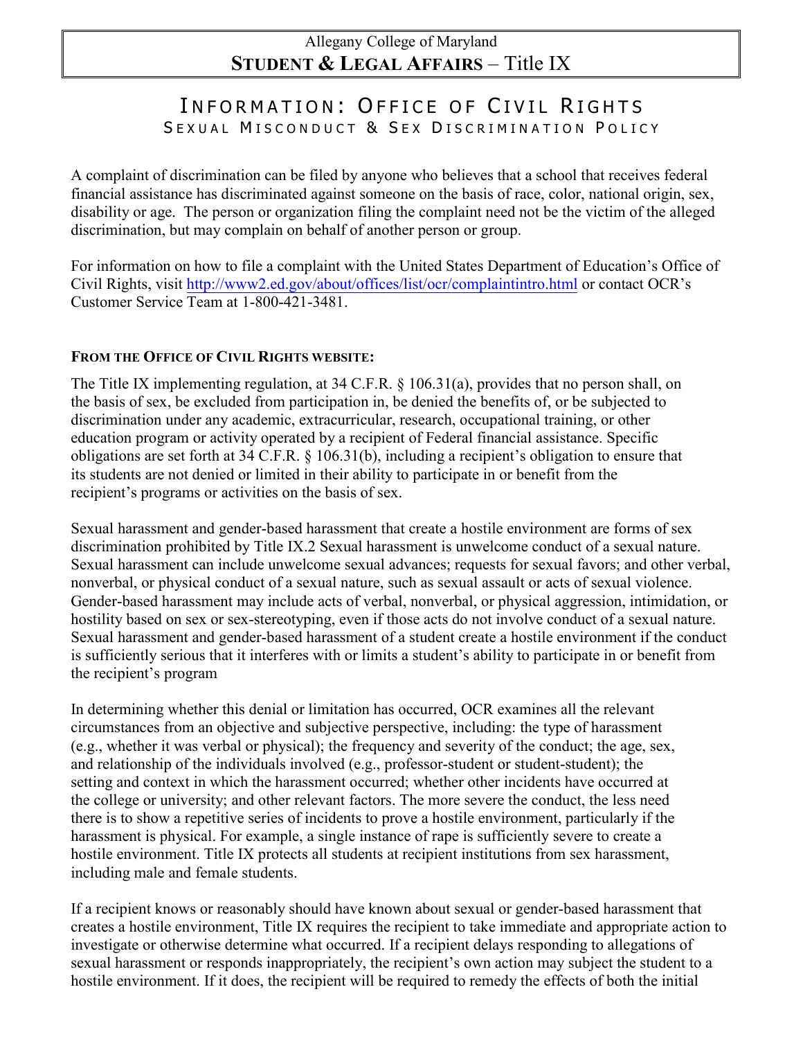Allegany College of Maryland

**STUDENT & LEGAL AFFAIRS** – Title IX

# INFORMATION: OFFICE OF CIVIL RIGHTS

## SEXUAL MISCONDUCT & SEX DISCRIMINATION POLICY

A complaint of discrimination can be filed by anyone who believes that a school that receives federal financial assistance has discriminated against someone on the basis of race, color, national origin, sex, disability or age. The person or organization filing the complaint need not be the victim of the alleged discrimination, but may complain on behalf of another person or group.

For information on how to file a complaint with the United States Department of Education's Office of Civil Rights, visit http://www2.ed.gov/about/offices/list/ocr/complaintintro.html or contact OCR's Customer Service Team at 1-800-421-3481.

**FROM THE OFFICE OF CIVIL RIGHTS WEBSITE:**

The Title IX implementing regulation, at 34 C.F.R. § 106.31(a), provides that no person shall, on the basis of sex, be excluded from participation in, be denied the benefits of, or be subjected to discrimination under any academic, extracurricular, research, occupational training, or other education program or activity operated by a recipient of Federal financial assistance. Specific obligations are set forth at 34 C.F.R. § 106.31(b), including a recipient's obligation to ensure that its students are not denied or limited in their ability to participate in or benefit from the recipient's programs or activities on the basis of sex.

Sexual harassment and gender-based harassment that create a hostile environment are forms of sex discrimination prohibited by Title IX.2 Sexual harassment is unwelcome conduct of a sexual nature. Sexual harassment can include unwelcome sexual advances; requests for sexual favors; and other verbal, nonverbal, or physical conduct of a sexual nature, such as sexual assault or acts of sexual violence. Gender-based harassment may include acts of verbal, nonverbal, or physical aggression, intimidation, or hostility based on sex or sex-stereotyping, even if those acts do not involve conduct of a sexual nature. Sexual harassment and gender-based harassment of a student create a hostile environment if the conduct is sufficiently serious that it interferes with or limits a student's ability to participate in or benefit from the recipient's program

In determining whether this denial or limitation has occurred, OCR examines all the relevant circumstances from an objective and subjective perspective, including: the type of harassment (e.g., whether it was verbal or physical); the frequency and severity of the conduct; the age, sex, and relationship of the individuals involved (e.g., professor-student or student-student); the setting and context in which the harassment occurred; whether other incidents have occurred at the college or university; and other relevant factors. The more severe the conduct, the less need there is to show a repetitive series of incidents to prove a hostile environment, particularly if the harassment is physical. For example, a single instance of rape is sufficiently severe to create a hostile environment. Title IX protects all students at recipient institutions from sex harassment, including male and female students.

If a recipient knows or reasonably should have known about sexual or gender-based harassment that creates a hostile environment, Title IX requires the recipient to take immediate and appropriate action to investigate or otherwise determine what occurred. If a recipient delays responding to allegations of sexual harassment or responds inappropriately, the recipient's own action may subject the student to a hostile environment. If it does, the recipient will be required to remedy the effects of both the initial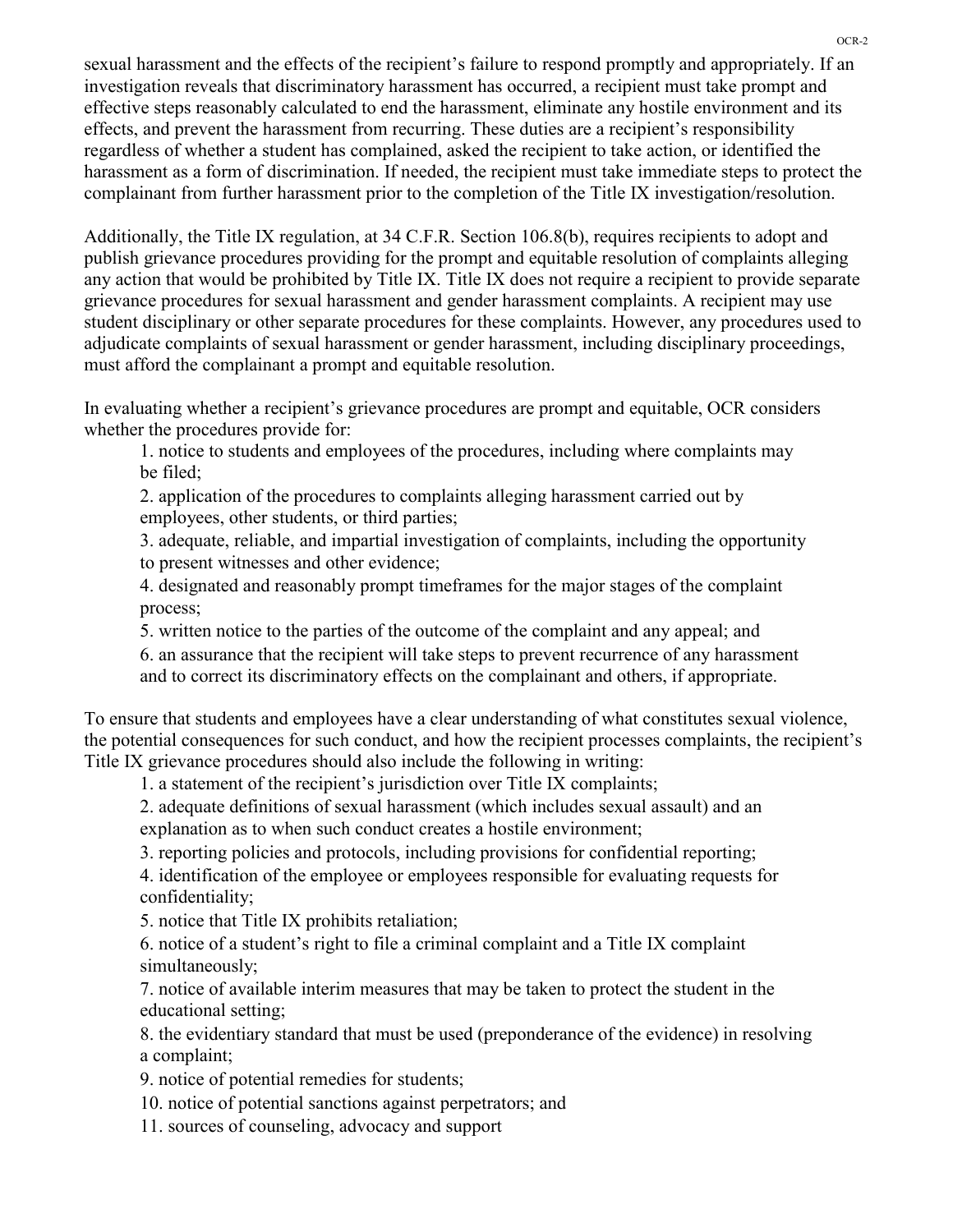sexual harassment and the effects of the recipient's failure to respond promptly and appropriately. If an investigation reveals that discriminatory harassment has occurred, a recipient must take prompt and effective steps reasonably calculated to end the harassment, eliminate any hostile environment and its effects, and prevent the harassment from recurring. These duties are a recipient's responsibility regardless of whether a student has complained, asked the recipient to take action, or identified the harassment as a form of discrimination. If needed, the recipient must take immediate steps to protect the complainant from further harassment prior to the completion of the Title IX investigation/resolution.

Additionally, the Title IX regulation, at 34 C.F.R. Section 106.8(b), requires recipients to adopt and publish grievance procedures providing for the prompt and equitable resolution of complaints alleging any action that would be prohibited by Title IX. Title IX does not require a recipient to provide separate grievance procedures for sexual harassment and gender harassment complaints. A recipient may use student disciplinary or other separate procedures for these complaints. However, any procedures used to adjudicate complaints of sexual harassment or gender harassment, including disciplinary proceedings, must afford the complainant a prompt and equitable resolution.

In evaluating whether a recipient's grievance procedures are prompt and equitable, OCR considers whether the procedures provide for:

1. notice to students and employees of the procedures, including where complaints may be filed;
2. application of the procedures to complaints alleging harassment carried out by employees, other students, or third parties;
3. adequate, reliable, and impartial investigation of complaints, including the opportunity to present witnesses and other evidence;
4. designated and reasonably prompt timeframes for the major stages of the complaint process;
5. written notice to the parties of the outcome of the complaint and any appeal; and
6. an assurance that the recipient will take steps to prevent recurrence of any harassment and to correct its discriminatory effects on the complainant and others, if appropriate.

To ensure that students and employees have a clear understanding of what constitutes sexual violence, the potential consequences for such conduct, and how the recipient processes complaints, the recipient's Title IX grievance procedures should also include the following in writing:

1. a statement of the recipient's jurisdiction over Title IX complaints;
2. adequate definitions of sexual harassment (which includes sexual assault) and an explanation as to when such conduct creates a hostile environment;
3. reporting policies and protocols, including provisions for confidential reporting;
4. identification of the employee or employees responsible for evaluating requests for confidentiality;
5. notice that Title IX prohibits retaliation;
6. notice of a student's right to file a criminal complaint and a Title IX complaint simultaneously;
7. notice of available interim measures that may be taken to protect the student in the educational setting;
8. the evidentiary standard that must be used (preponderance of the evidence) in resolving a complaint;
9. notice of potential remedies for students;
10. notice of potential sanctions against perpetrators; and
11. sources of counseling, advocacy and support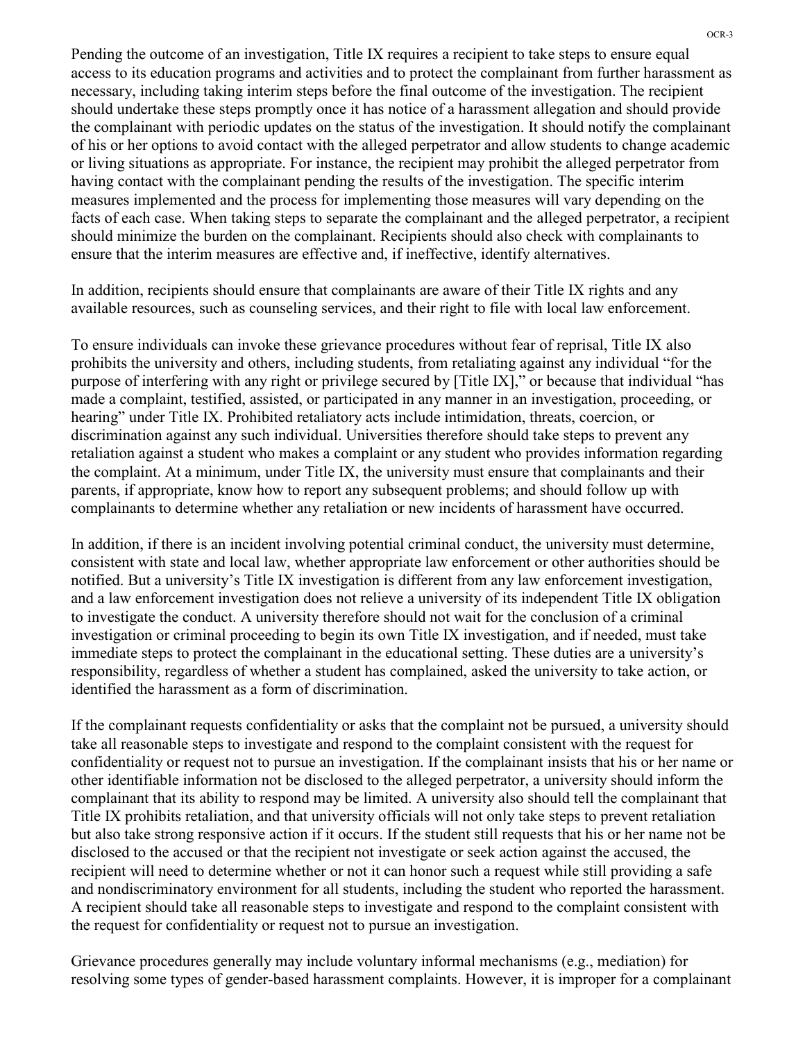Pending the outcome of an investigation, Title IX requires a recipient to take steps to ensure equal access to its education programs and activities and to protect the complainant from further harassment as necessary, including taking interim steps before the final outcome of the investigation. The recipient should undertake these steps promptly once it has notice of a harassment allegation and should provide the complainant with periodic updates on the status of the investigation. It should notify the complainant of his or her options to avoid contact with the alleged perpetrator and allow students to change academic or living situations as appropriate. For instance, the recipient may prohibit the alleged perpetrator from having contact with the complainant pending the results of the investigation. The specific interim measures implemented and the process for implementing those measures will vary depending on the facts of each case. When taking steps to separate the complainant and the alleged perpetrator, a recipient should minimize the burden on the complainant. Recipients should also check with complainants to ensure that the interim measures are effective and, if ineffective, identify alternatives.

In addition, recipients should ensure that complainants are aware of their Title IX rights and any available resources, such as counseling services, and their right to file with local law enforcement.

To ensure individuals can invoke these grievance procedures without fear of reprisal, Title IX also prohibits the university and others, including students, from retaliating against any individual "for the purpose of interfering with any right or privilege secured by [Title IX]," or because that individual "has made a complaint, testified, assisted, or participated in any manner in an investigation, proceeding, or hearing" under Title IX. Prohibited retaliatory acts include intimidation, threats, coercion, or discrimination against any such individual. Universities therefore should take steps to prevent any retaliation against a student who makes a complaint or any student who provides information regarding the complaint. At a minimum, under Title IX, the university must ensure that complainants and their parents, if appropriate, know how to report any subsequent problems; and should follow up with complainants to determine whether any retaliation or new incidents of harassment have occurred.

In addition, if there is an incident involving potential criminal conduct, the university must determine, consistent with state and local law, whether appropriate law enforcement or other authorities should be notified. But a university's Title IX investigation is different from any law enforcement investigation, and a law enforcement investigation does not relieve a university of its independent Title IX obligation to investigate the conduct. A university therefore should not wait for the conclusion of a criminal investigation or criminal proceeding to begin its own Title IX investigation, and if needed, must take immediate steps to protect the complainant in the educational setting. These duties are a university's responsibility, regardless of whether a student has complained, asked the university to take action, or identified the harassment as a form of discrimination.

If the complainant requests confidentiality or asks that the complaint not be pursued, a university should take all reasonable steps to investigate and respond to the complaint consistent with the request for confidentiality or request not to pursue an investigation. If the complainant insists that his or her name or other identifiable information not be disclosed to the alleged perpetrator, a university should inform the complainant that its ability to respond may be limited. A university also should tell the complainant that Title IX prohibits retaliation, and that university officials will not only take steps to prevent retaliation but also take strong responsive action if it occurs. If the student still requests that his or her name not be disclosed to the accused or that the recipient not investigate or seek action against the accused, the recipient will need to determine whether or not it can honor such a request while still providing a safe and nondiscriminatory environment for all students, including the student who reported the harassment. A recipient should take all reasonable steps to investigate and respond to the complaint consistent with the request for confidentiality or request not to pursue an investigation.

Grievance procedures generally may include voluntary informal mechanisms (e.g., mediation) for resolving some types of gender-based harassment complaints. However, it is improper for a complainant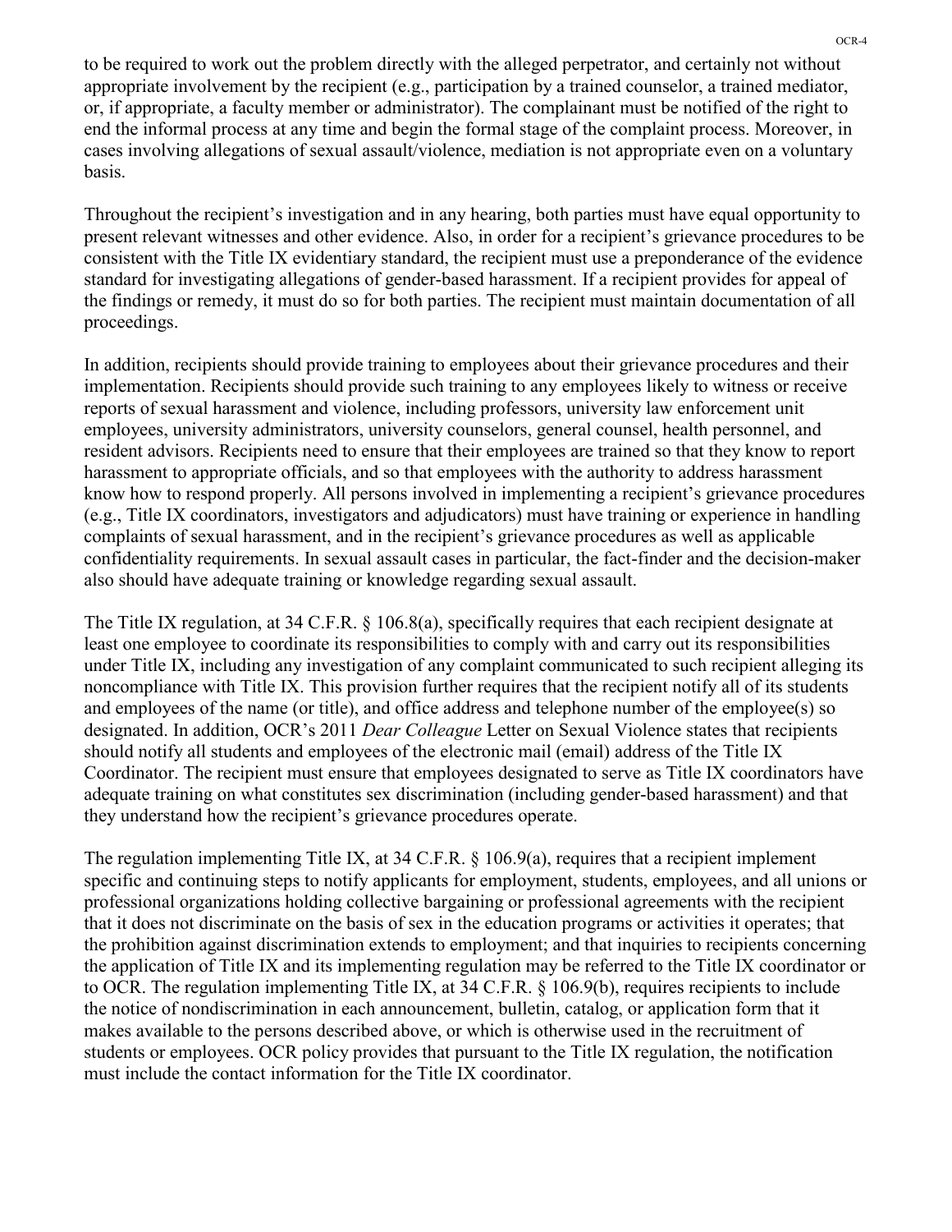to be required to work out the problem directly with the alleged perpetrator, and certainly not without appropriate involvement by the recipient (e.g., participation by a trained counselor, a trained mediator, or, if appropriate, a faculty member or administrator). The complainant must be notified of the right to end the informal process at any time and begin the formal stage of the complaint process. Moreover, in cases involving allegations of sexual assault/violence, mediation is not appropriate even on a voluntary basis.

Throughout the recipient's investigation and in any hearing, both parties must have equal opportunity to present relevant witnesses and other evidence. Also, in order for a recipient's grievance procedures to be consistent with the Title IX evidentiary standard, the recipient must use a preponderance of the evidence standard for investigating allegations of gender-based harassment. If a recipient provides for appeal of the findings or remedy, it must do so for both parties. The recipient must maintain documentation of all proceedings.

In addition, recipients should provide training to employees about their grievance procedures and their implementation. Recipients should provide such training to any employees likely to witness or receive reports of sexual harassment and violence, including professors, university law enforcement unit employees, university administrators, university counselors, general counsel, health personnel, and resident advisors. Recipients need to ensure that their employees are trained so that they know to report harassment to appropriate officials, and so that employees with the authority to address harassment know how to respond properly. All persons involved in implementing a recipient's grievance procedures (e.g., Title IX coordinators, investigators and adjudicators) must have training or experience in handling complaints of sexual harassment, and in the recipient's grievance procedures as well as applicable confidentiality requirements. In sexual assault cases in particular, the fact-finder and the decision-maker also should have adequate training or knowledge regarding sexual assault.

The Title IX regulation, at 34 C.F.R. § 106.8(a), specifically requires that each recipient designate at least one employee to coordinate its responsibilities to comply with and carry out its responsibilities under Title IX, including any investigation of any complaint communicated to such recipient alleging its noncompliance with Title IX. This provision further requires that the recipient notify all of its students and employees of the name (or title), and office address and telephone number of the employee(s) so designated. In addition, OCR's 2011 *Dear Colleague* Letter on Sexual Violence states that recipients should notify all students and employees of the electronic mail (email) address of the Title IX Coordinator. The recipient must ensure that employees designated to serve as Title IX coordinators have adequate training on what constitutes sex discrimination (including gender-based harassment) and that they understand how the recipient's grievance procedures operate.

The regulation implementing Title IX, at 34 C.F.R. § 106.9(a), requires that a recipient implement specific and continuing steps to notify applicants for employment, students, employees, and all unions or professional organizations holding collective bargaining or professional agreements with the recipient that it does not discriminate on the basis of sex in the education programs or activities it operates; that the prohibition against discrimination extends to employment; and that inquiries to recipients concerning the application of Title IX and its implementing regulation may be referred to the Title IX coordinator or to OCR. The regulation implementing Title IX, at 34 C.F.R. § 106.9(b), requires recipients to include the notice of nondiscrimination in each announcement, bulletin, catalog, or application form that it makes available to the persons described above, or which is otherwise used in the recruitment of students or employees. OCR policy provides that pursuant to the Title IX regulation, the notification must include the contact information for the Title IX coordinator.